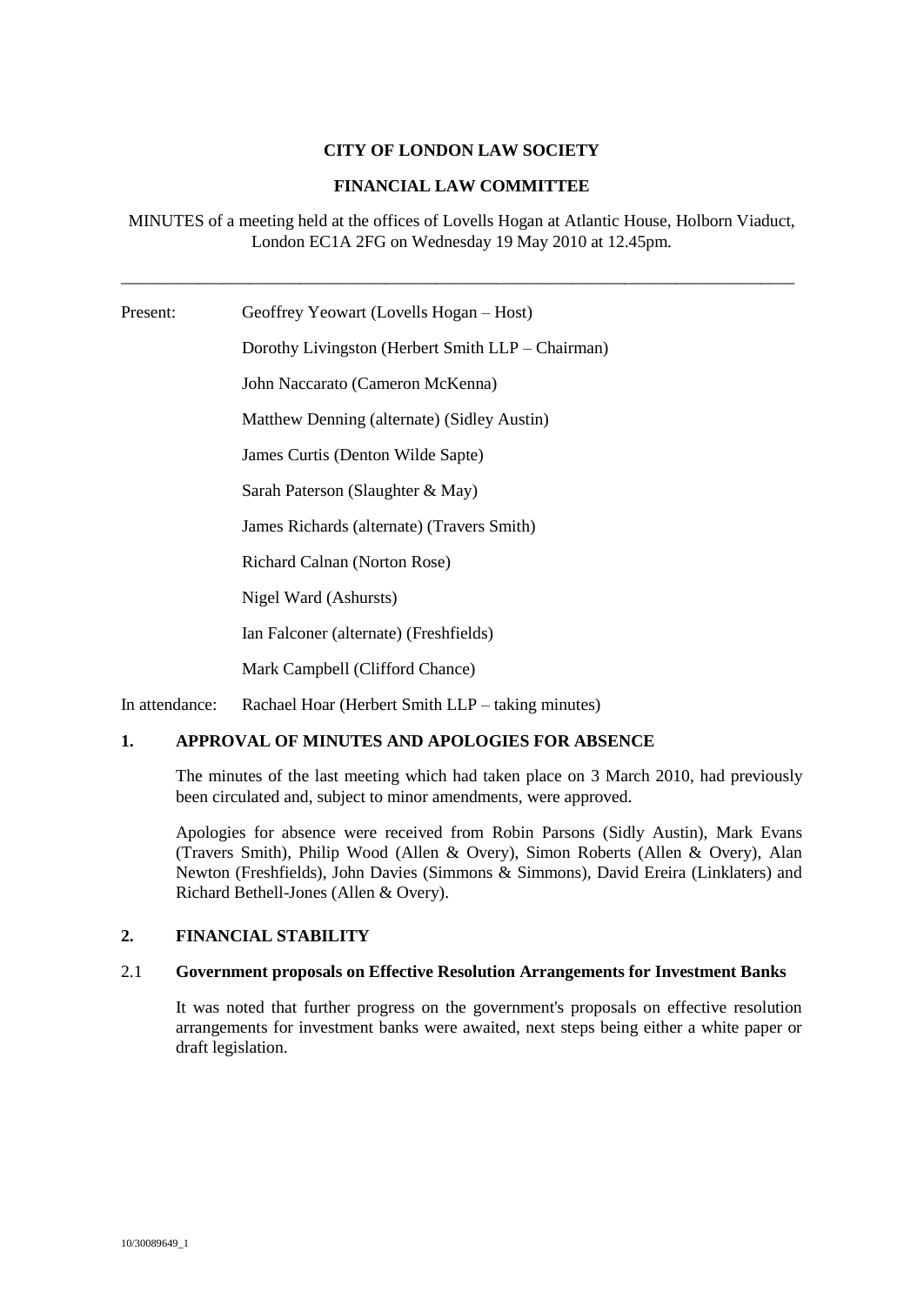**CITY OF LONDON LAW SOCIETY**

**FINANCIAL LAW COMMITTEE**

MINUTES of a meeting held at the offices of Lovells Hogan at Atlantic House, Holborn Viaduct, London EC1A 2FG on Wednesday 19 May 2010 at 12.45pm.

---

Present: Geoffrey Yeowart (Lovells Hogan – Host)

Dorothy Livingston (Herbert Smith LLP – Chairman)

John Naccarato (Cameron McKenna)

Matthew Denning (alternate) (Sidley Austin)

James Curtis (Denton Wilde Sapte)

Sarah Paterson (Slaughter & May)

James Richards (alternate) (Travers Smith)

Richard Calnan (Norton Rose)

Nigel Ward (Ashursts)

Ian Falconer (alternate) (Freshfields)

Mark Campbell (Clifford Chance)

In attendance: Rachael Hoar (Herbert Smith LLP – taking minutes)

## 1. APPROVAL OF MINUTES AND APOLOGIES FOR ABSENCE

The minutes of the last meeting which had taken place on 3 March 2010, had previously been circulated and, subject to minor amendments, were approved.

Apologies for absence were received from Robin Parsons (Sidly Austin), Mark Evans (Travers Smith), Philip Wood (Allen & Overy), Simon Roberts (Allen & Overy), Alan Newton (Freshfields), John Davies (Simmons & Simmons), David Ereira (Linklaters) and Richard Bethell-Jones (Allen & Overy).

## 2. FINANCIAL STABILITY

### 2.1 Government proposals on Effective Resolution Arrangements for Investment Banks

It was noted that further progress on the government's proposals on effective resolution arrangements for investment banks were awaited, next steps being either a white paper or draft legislation.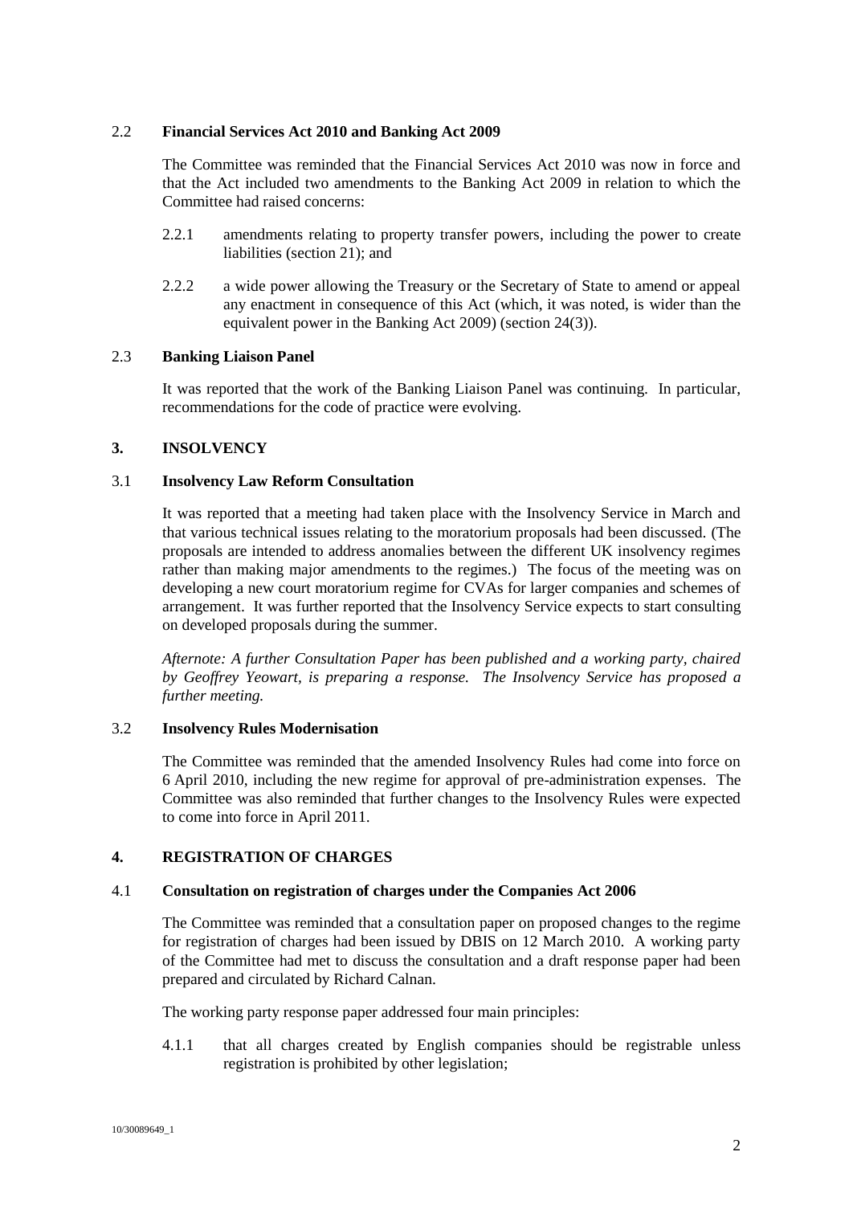### 2.2 **Financial Services Act 2010 and Banking Act 2009**

The Committee was reminded that the Financial Services Act 2010 was now in force and that the Act included two amendments to the Banking Act 2009 in relation to which the Committee had raised concerns:

2.2.1 amendments relating to property transfer powers, including the power to create liabilities (section 21); and

2.2.2 a wide power allowing the Treasury or the Secretary of State to amend or appeal any enactment in consequence of this Act (which, it was noted, is wider than the equivalent power in the Banking Act 2009) (section 24(3)).

### 2.3 **Banking Liaison Panel**

It was reported that the work of the Banking Liaison Panel was continuing. In particular, recommendations for the code of practice were evolving.

## 3. **INSOLVENCY**

### 3.1 **Insolvency Law Reform Consultation**

It was reported that a meeting had taken place with the Insolvency Service in March and that various technical issues relating to the moratorium proposals had been discussed. (The proposals are intended to address anomalies between the different UK insolvency regimes rather than making major amendments to the regimes.) The focus of the meeting was on developing a new court moratorium regime for CVAs for larger companies and schemes of arrangement. It was further reported that the Insolvency Service expects to start consulting on developed proposals during the summer.

*Afternote: A further Consultation Paper has been published and a working party, chaired by Geoffrey Yeowart, is preparing a response. The Insolvency Service has proposed a further meeting.*

### 3.2 **Insolvency Rules Modernisation**

The Committee was reminded that the amended Insolvency Rules had come into force on 6 April 2010, including the new regime for approval of pre-administration expenses. The Committee was also reminded that further changes to the Insolvency Rules were expected to come into force in April 2011.

## 4. **REGISTRATION OF CHARGES**

### 4.1 **Consultation on registration of charges under the Companies Act 2006**

The Committee was reminded that a consultation paper on proposed changes to the regime for registration of charges had been issued by DBIS on 12 March 2010. A working party of the Committee had met to discuss the consultation and a draft response paper had been prepared and circulated by Richard Calnan.

The working party response paper addressed four main principles:

4.1.1 that all charges created by English companies should be registrable unless registration is prohibited by other legislation;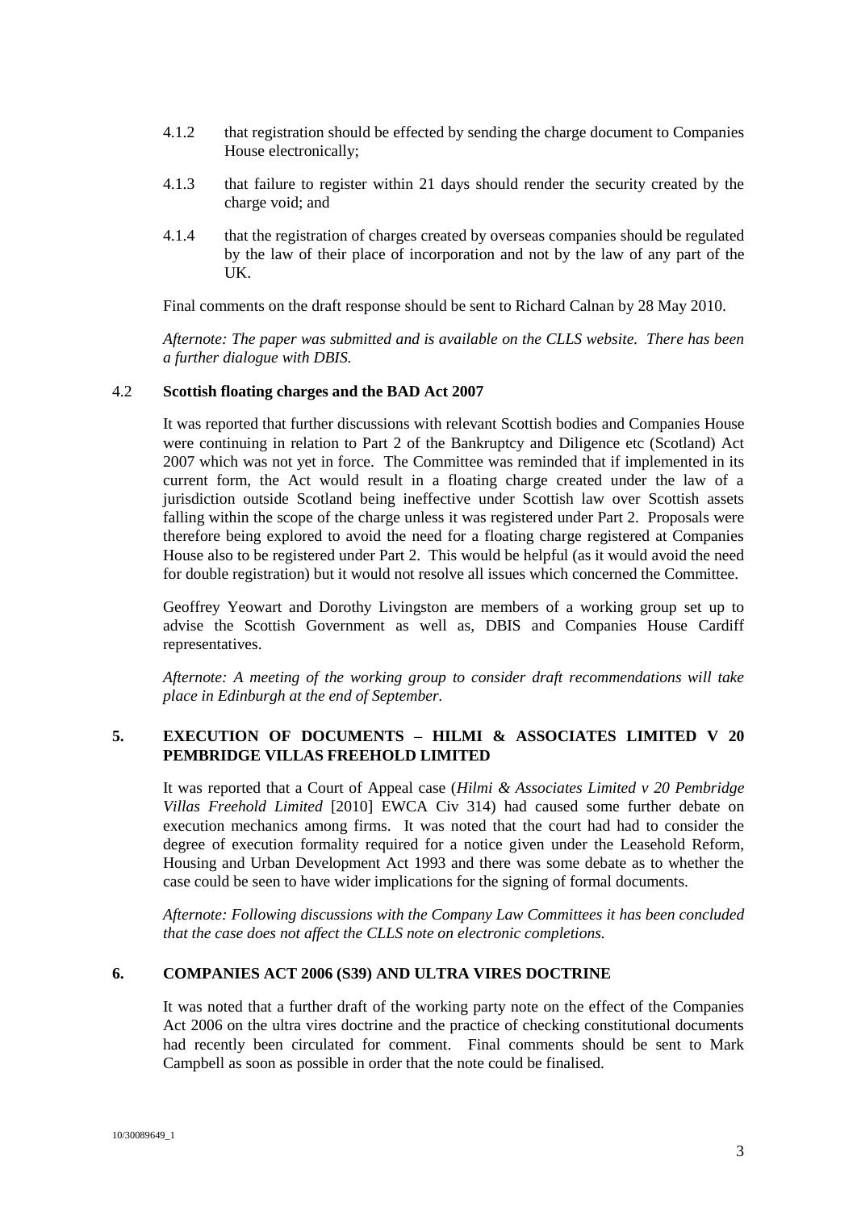4.1.2 that registration should be effected by sending the charge document to Companies House electronically;

4.1.3 that failure to register within 21 days should render the security created by the charge void; and

4.1.4 that the registration of charges created by overseas companies should be regulated by the law of their place of incorporation and not by the law of any part of the UK.

Final comments on the draft response should be sent to Richard Calnan by 28 May 2010.

*Afternote: The paper was submitted and is available on the CLLS website. There has been a further dialogue with DBIS.*

### 4.2 Scottish floating charges and the BAD Act 2007

It was reported that further discussions with relevant Scottish bodies and Companies House were continuing in relation to Part 2 of the Bankruptcy and Diligence etc (Scotland) Act 2007 which was not yet in force. The Committee was reminded that if implemented in its current form, the Act would result in a floating charge created under the law of a jurisdiction outside Scotland being ineffective under Scottish law over Scottish assets falling within the scope of the charge unless it was registered under Part 2. Proposals were therefore being explored to avoid the need for a floating charge registered at Companies House also to be registered under Part 2. This would be helpful (as it would avoid the need for double registration) but it would not resolve all issues which concerned the Committee.

Geoffrey Yeowart and Dorothy Livingston are members of a working group set up to advise the Scottish Government as well as, DBIS and Companies House Cardiff representatives.

*Afternote: A meeting of the working group to consider draft recommendations will take place in Edinburgh at the end of September.*

## 5. EXECUTION OF DOCUMENTS – HILMI & ASSOCIATES LIMITED V 20 PEMBRIDGE VILLAS FREEHOLD LIMITED

It was reported that a Court of Appeal case (*Hilmi & Associates Limited v 20 Pembridge Villas Freehold Limited* [2010] EWCA Civ 314) had caused some further debate on execution mechanics among firms. It was noted that the court had had to consider the degree of execution formality required for a notice given under the Leasehold Reform, Housing and Urban Development Act 1993 and there was some debate as to whether the case could be seen to have wider implications for the signing of formal documents.

*Afternote: Following discussions with the Company Law Committees it has been concluded that the case does not affect the CLLS note on electronic completions.*

## 6. COMPANIES ACT 2006 (S39) AND ULTRA VIRES DOCTRINE

It was noted that a further draft of the working party note on the effect of the Companies Act 2006 on the ultra vires doctrine and the practice of checking constitutional documents had recently been circulated for comment. Final comments should be sent to Mark Campbell as soon as possible in order that the note could be finalised.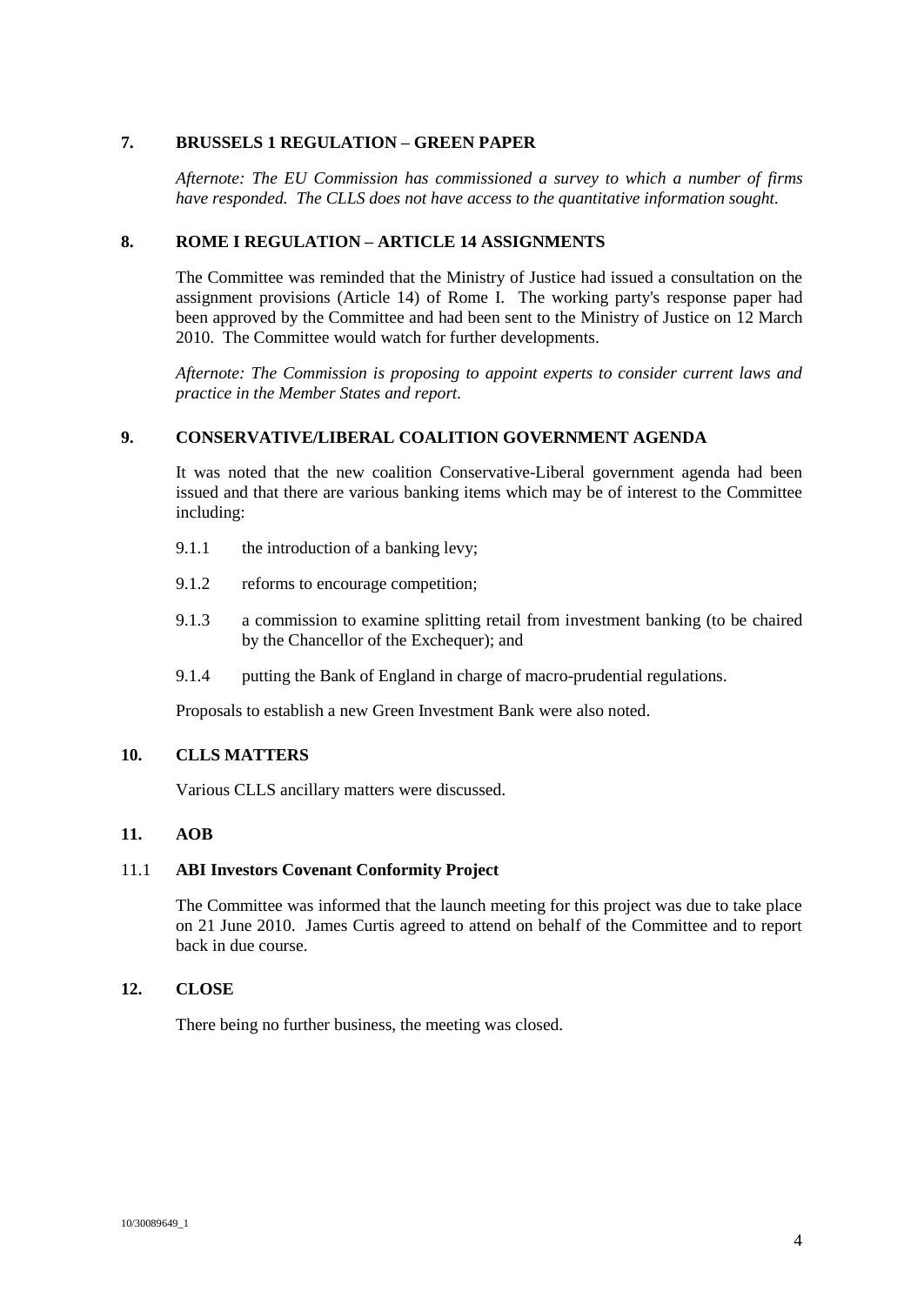## 7. BRUSSELS 1 REGULATION – GREEN PAPER

*Afternote: The EU Commission has commissioned a survey to which a number of firms have responded. The CLLS does not have access to the quantitative information sought.*

## 8. ROME I REGULATION – ARTICLE 14 ASSIGNMENTS

The Committee was reminded that the Ministry of Justice had issued a consultation on the assignment provisions (Article 14) of Rome I. The working party's response paper had been approved by the Committee and had been sent to the Ministry of Justice on 12 March 2010. The Committee would watch for further developments.

*Afternote: The Commission is proposing to appoint experts to consider current laws and practice in the Member States and report.*

## 9. CONSERVATIVE/LIBERAL COALITION GOVERNMENT AGENDA

It was noted that the new coalition Conservative-Liberal government agenda had been issued and that there are various banking items which may be of interest to the Committee including:

9.1.1 the introduction of a banking levy;

9.1.2 reforms to encourage competition;

9.1.3 a commission to examine splitting retail from investment banking (to be chaired by the Chancellor of the Exchequer); and

9.1.4 putting the Bank of England in charge of macro-prudential regulations.

Proposals to establish a new Green Investment Bank were also noted.

## 10. CLLS MATTERS

Various CLLS ancillary matters were discussed.

## 11. AOB

### 11.1 ABI Investors Covenant Conformity Project

The Committee was informed that the launch meeting for this project was due to take place on 21 June 2010. James Curtis agreed to attend on behalf of the Committee and to report back in due course.

## 12. CLOSE

There being no further business, the meeting was closed.

10/30089649_1